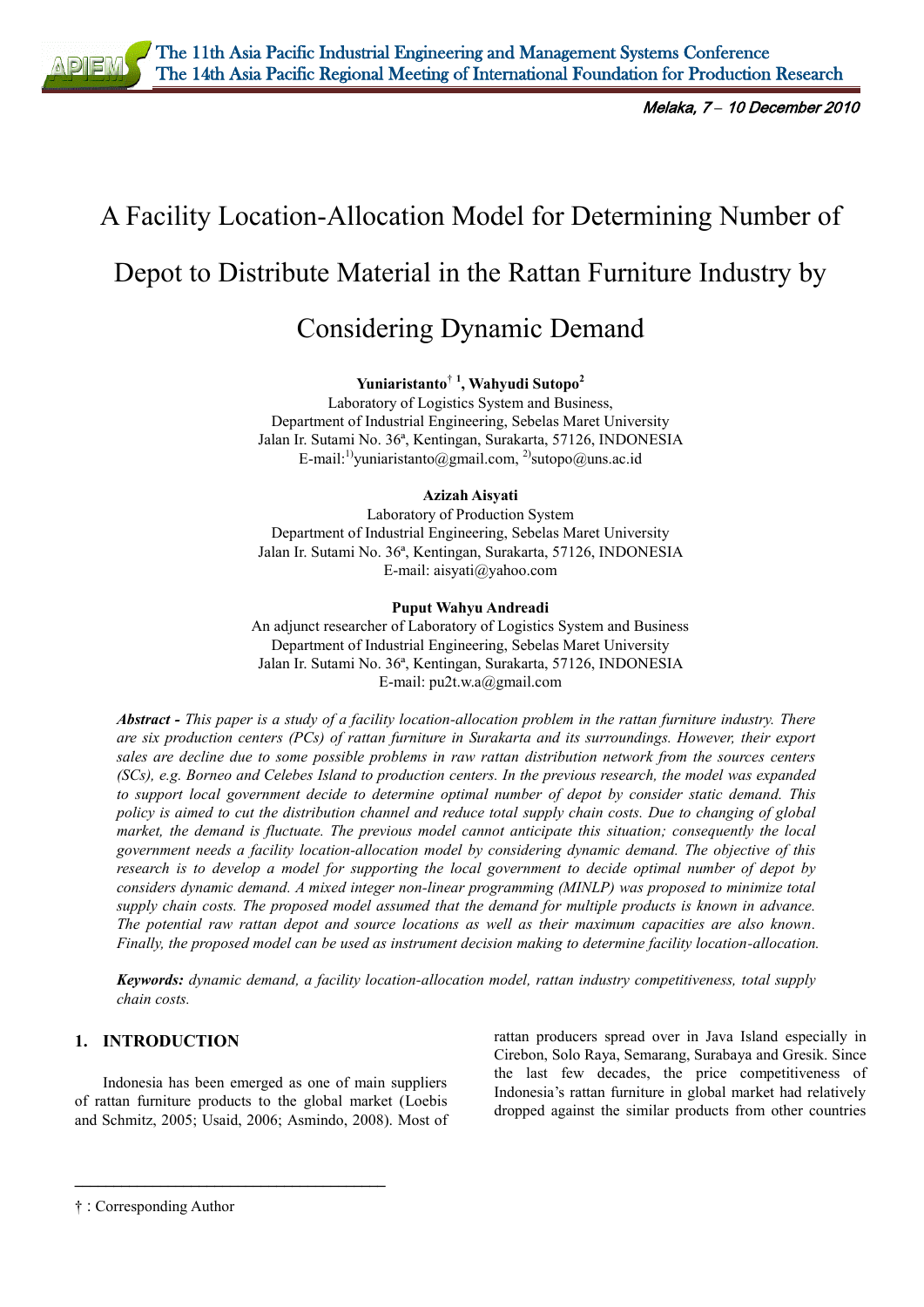# A Facility Location-Allocation Model for Determining Number of Depot to Distribute Material in the Rattan Furniture Industry by Considering Dynamic Demand

**Yuniaristanto**† [1], **Wahyudi Sutopo**[2]
Laboratory of Logistics System and Business,
Department of Industrial Engineering, Sebelas Maret University
Jalan Ir. Sutami No. 36ª, Kentingan, Surakarta, 57126, INDONESIA
E-mail:[1)]yuniaristanto@gmail.com, [2)]sutopo@uns.ac.id

**Azizah Aisyati**
Laboratory of Production System
Department of Industrial Engineering, Sebelas Maret University
Jalan Ir. Sutami No. 36ª, Kentingan, Surakarta, 57126, INDONESIA
E-mail: aisyati@yahoo.com

**Puput Wahyu Andreadi**
An adjunct researcher of Laboratory of Logistics System and Business
Department of Industrial Engineering, Sebelas Maret University
Jalan Ir. Sutami No. 36ª, Kentingan, Surakarta, 57126, INDONESIA
E-mail: pu2t.w.a@gmail.com

***Abstract -*** *This paper is a study of a facility location-allocation problem in the rattan furniture industry. There are six production centers (PCs) of rattan furniture in Surakarta and its surroundings. However, their export sales are decline due to some possible problems in raw rattan distribution network from the sources centers (SCs), e.g. Borneo and Celebes Island to production centers. In the previous research, the model was expanded to support local government decide to determine optimal number of depot by consider static demand. This policy is aimed to cut the distribution channel and reduce total supply chain costs. Due to changing of global market, the demand is fluctuate. The previous model cannot anticipate this situation; consequently the local government needs a facility location-allocation model by considering dynamic demand. The objective of this research is to develop a model for supporting the local government to decide optimal number of depot by considers dynamic demand. A mixed integer non-linear programming (MINLP) was proposed to minimize total supply chain costs. The proposed model assumed that the demand for multiple products is known in advance. The potential raw rattan depot and source locations as well as their maximum capacities are also known. Finally, the proposed model can be used as instrument decision making to determine facility location-allocation.*

***Keywords:*** *dynamic demand, a facility location-allocation model, rattan industry competitiveness, total supply chain costs.*

## 1. INTRODUCTION

Indonesia has been emerged as one of main suppliers of rattan furniture products to the global market (Loebis and Schmitz, 2005; Usaid, 2006; Asmindo, 2008). Most of rattan producers spread over in Java Island especially in Cirebon, Solo Raya, Semarang, Surabaya and Gresik. Since the last few decades, the price competitiveness of Indonesia's rattan furniture in global market had relatively dropped against the similar products from other countries

† : Corresponding Author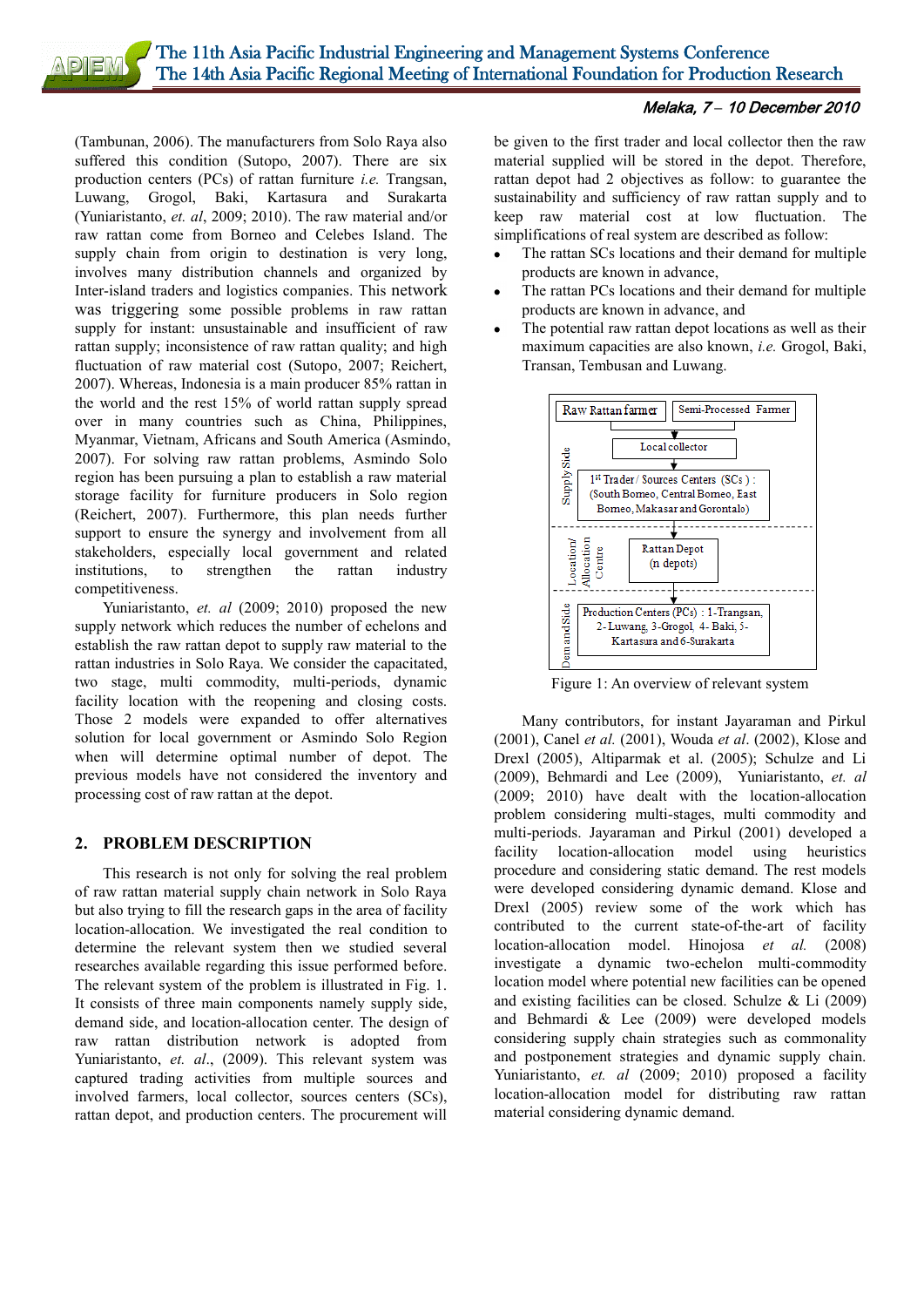(Tambunan, 2006). The manufacturers from Solo Raya also suffered this condition (Sutopo, 2007). There are six production centers (PCs) of rattan furniture *i.e.* Trangsan, Luwang, Grogol, Baki, Kartasura and Surakarta (Yuniaristanto, *et. al*, 2009; 2010). The raw material and/or raw rattan come from Borneo and Celebes Island. The supply chain from origin to destination is very long, involves many distribution channels and organized by Inter-island traders and logistics companies. This network was triggering some possible problems in raw rattan supply for instant: unsustainable and insufficient of raw rattan supply; inconsistence of raw rattan quality; and high fluctuation of raw material cost (Sutopo, 2007; Reichert, 2007). Whereas, Indonesia is a main producer 85% rattan in the world and the rest 15% of world rattan supply spread over in many countries such as China, Philippines, Myanmar, Vietnam, Africans and South America (Asmindo, 2007). For solving raw rattan problems, Asmindo Solo region has been pursuing a plan to establish a raw material storage facility for furniture producers in Solo region (Reichert, 2007). Furthermore, this plan needs further support to ensure the synergy and involvement from all stakeholders, especially local government and related institutions, to strengthen the rattan industry competitiveness.

Yuniaristanto, *et. al* (2009; 2010) proposed the new supply network which reduces the number of echelons and establish the raw rattan depot to supply raw material to the rattan industries in Solo Raya. We consider the capacitated, two stage, multi commodity, multi-periods, dynamic facility location with the reopening and closing costs. Those 2 models were expanded to offer alternatives solution for local government or Asmindo Solo Region when will determine optimal number of depot. The previous models have not considered the inventory and processing cost of raw rattan at the depot.

## 2. PROBLEM DESCRIPTION

This research is not only for solving the real problem of raw rattan material supply chain network in Solo Raya but also trying to fill the research gaps in the area of facility location-allocation. We investigated the real condition to determine the relevant system then we studied several researches available regarding this issue performed before. The relevant system of the problem is illustrated in Fig. 1. It consists of three main components namely supply side, demand side, and location-allocation center. The design of raw rattan distribution network is adopted from Yuniaristanto, *et. al.*, (2009). This relevant system was captured trading activities from multiple sources and involved farmers, local collector, sources centers (SCs), rattan depot, and production centers. The procurement will be given to the first trader and local collector then the raw material supplied will be stored in the depot. Therefore, rattan depot had 2 objectives as follow: to guarantee the sustainability and sufficiency of raw rattan supply and to keep raw material cost at low fluctuation. The simplifications of real system are described as follow:

- The rattan SCs locations and their demand for multiple products are known in advance,
- The rattan PCs locations and their demand for multiple products are known in advance, and
- The potential raw rattan depot locations as well as their maximum capacities are also known, *i.e.* Grogol, Baki, Transan, Tembusan and Luwang.

Supply Side: Raw Rattan farmer | Semi-Processed Farmer → Local collector → 1st Trader / Sources Centers (SCs) : (South Borneo, Central Borneo, East Borneo, Makasar and Gorontalo)

Location/Allocation Centre: Rattan Depot (n depots)

Demand Side: Production Centers (PCs) : 1-Trangsan, 2-Luwang, 3-Grogol, 4- Baki, 5-Kartasura and 6-Surakarta

Figure 1: An overview of relevant system

Many contributors, for instant Jayaraman and Pirkul (2001), Canel *et al.* (2001), Wouda *et al*. (2002), Klose and Drexl (2005), Altiparmak et al. (2005); Schulze and Li (2009), Behmardi and Lee (2009), Yuniaristanto, *et. al* (2009; 2010) have dealt with the location-allocation problem considering multi-stages, multi commodity and multi-periods. Jayaraman and Pirkul (2001) developed a facility location-allocation model using heuristics procedure and considering static demand. The rest models were developed considering dynamic demand. Klose and Drexl (2005) review some of the work which has contributed to the current state-of-the-art of facility location-allocation model. Hinojosa *et al.* (2008) investigate a dynamic two-echelon multi-commodity location model where potential new facilities can be opened and existing facilities can be closed. Schulze & Li (2009) and Behmardi & Lee (2009) were developed models considering supply chain strategies such as commonality and postponement strategies and dynamic supply chain. Yuniaristanto, *et. al* (2009; 2010) proposed a facility location-allocation model for distributing raw rattan material considering dynamic demand.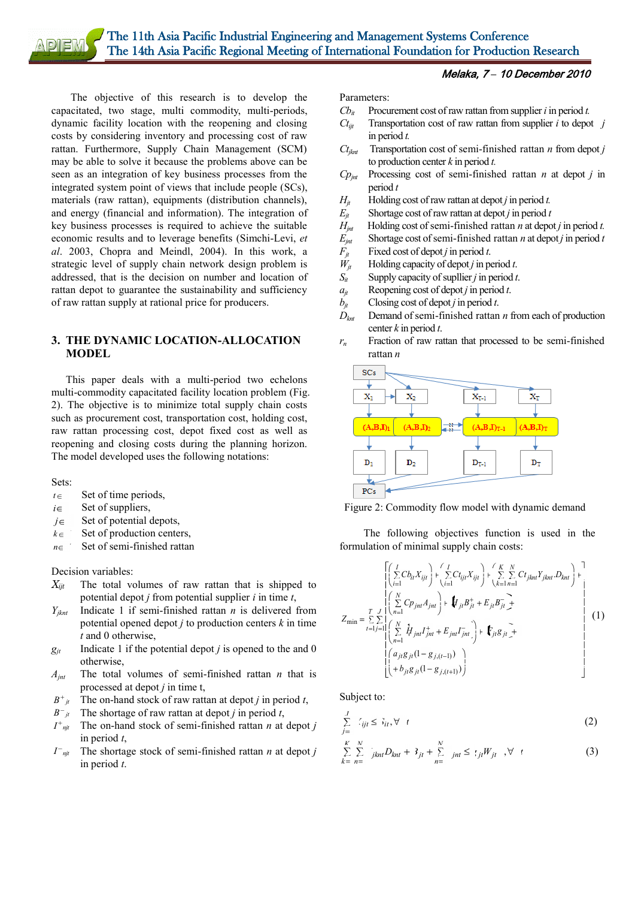The objective of this research is to develop the capacitated, two stage, multi commodity, multi-periods, dynamic facility location with the reopening and closing costs by considering inventory and processing cost of raw rattan. Furthermore, Supply Chain Management (SCM) may be able to solve it because the problems above can be seen as an integration of key business processes from the integrated system point of views that include people (SCs), materials (raw rattan), equipments (distribution channels), and energy (financial and information). The integration of key business processes is required to achieve the suitable economic results and to leverage benefits (Simchi-Levi, *et al*. 2003, Chopra and Meindl, 2004). In this work, a strategic level of supply chain network design problem is addressed, that is the decision on number and location of rattan depot to guarantee the sustainability and sufficiency of raw rattan supply at rational price for producers.

## 3. THE DYNAMIC LOCATION-ALLOCATION MODEL

This paper deals with a multi-period two echelons multi-commodity capacitated facility location problem (Fig. 2). The objective is to minimize total supply chain costs such as procurement cost, transportation cost, holding cost, raw rattan processing cost, depot fixed cost as well as reopening and closing costs during the planning horizon. The model developed uses the following notations:

Sets:

- $t \in$ Set of time periods,
- $i \in$ Set of suppliers,
- $j \in$ Set of potential depots,
- $k \in$ Set of production centers,
- $n \in$ Set of semi-finished rattan

Decision variables:

- $X_{ijt}$ The total volumes of raw rattan that is shipped to potential depot $j$ from potential supplier $i$ in time $t$,
- $Y_{jknt}$ Indicate 1 if semi-finished rattan $n$ is delivered from potential opened depot $j$ to production centers $k$ in time $t$ and 0 otherwise,
- $g_{jt}$ Indicate 1 if the potential depot $j$ is opened to the and 0 otherwise,
- $A_{jnt}$ The total volumes of semi-finished rattan $n$ that is processed at depot $j$ in time t,
- $B^{+}_{jt}$ The on-hand stock of raw rattan at depot $j$ in period $t$,
- $B^{-}_{jt}$ The shortage of raw rattan at depot $j$ in period $t$,
- $I^{+}_{njt}$ The on-hand stock of semi-finished rattan $n$ at depot $j$ in period $t$,
- $I^{-}_{njt}$ The shortage stock of semi-finished rattan $n$ at depot $j$ in period $t$.

Parameters:

- $Cb_{it}$ Procurement cost of raw rattan from supplier $i$ in period $t$.
- $Ct_{ijt}$ Transportation cost of raw rattan from supplier $i$ to depot $j$ in period $t$.
- $Ct_{jknt}$ Transportation cost of semi-finished rattan $n$ from depot $j$ to production center $k$ in period $t$.
- $Cp_{jnt}$ Processing cost of semi-finished rattan $n$ at depot $j$ in period $t$
- $H_{jt}$ Holding cost of raw rattan at depot $j$ in period $t$.
- $E_{jt}$ Shortage cost of raw rattan at depot $j$ in period $t$
- $H_{jnt}$ Holding cost of semi-finished rattan $n$ at depot $j$ in period $t$.
- $E_{jnt}$ Shortage cost of semi-finished rattan $n$ at depot $j$ in period $t$
- $F_{jt}$ Fixed cost of depot $j$ in period $t$.
- $W_{jt}$ Holding capacity of depot $j$ in period $t$.
- $S_{it}$ Supply capacity of supllier $j$ in period $t$.
- $a_{jt}$ Reopening cost of depot $j$ in period $t$.
- $b_{jt}$ Closing cost of depot $j$ in period $t$.
- $D_{knt}$ Demand of semi-finished rattan $n$ from each of production center $k$ in period $t$.
- $r_n$ Fraction of raw rattan that processed to be semi-finished rattan $n$

Figure 2: Commodity flow model with dynamic demand

The following objectives function is used in the formulation of minimal supply chain costs:

$$Z_{\min} = \sum_{t=1}^{T}\sum_{j=1}^{J}\left[\begin{array}{l}\left(\sum_{i=1}^{I} Cb_{it}X_{ijt}\right) + \left(\sum_{i=1}^{I} Ct_{ijt}X_{ijt}\right) + \left(\sum_{k=1}^{K}\sum_{n=1}^{N} Ct_{jknt}Y_{jknt}.D_{knt}\right) + \\ \left(\sum_{n=1}^{N} Cp_{jnt}A_{jnt}\right) + \left(H_{jt}B^{+}_{jt} + E_{jt}B^{-}_{jt}\right) + \\ \left(\sum_{n=1}^{N} H_{jnt}I^{+}_{jnt} + E_{jnt}I^{-}_{jnt}\right) + \left(F_{jt}g_{jt}\right) + \\ \left(a_{jt}g_{jt}(1-g_{j,(t-1)}) + b_{jt}g_{jt}(1-g_{j,(t+1)})\right)\end{array}\right] \quad (1)$$

Subject to:

$$\sum_{j=1}^{J} X_{ijt} \leq S_{it}, \forall i, t \quad (2)$$

$$\sum_{k=1}^{K}\sum_{n=1}^{N} Y_{jknt}D_{knt} + B^{+}_{jt} + \sum_{n=1}^{N} I^{+}_{jnt} \leq g_{jt}W_{jt}, \forall j, t \quad (3)$$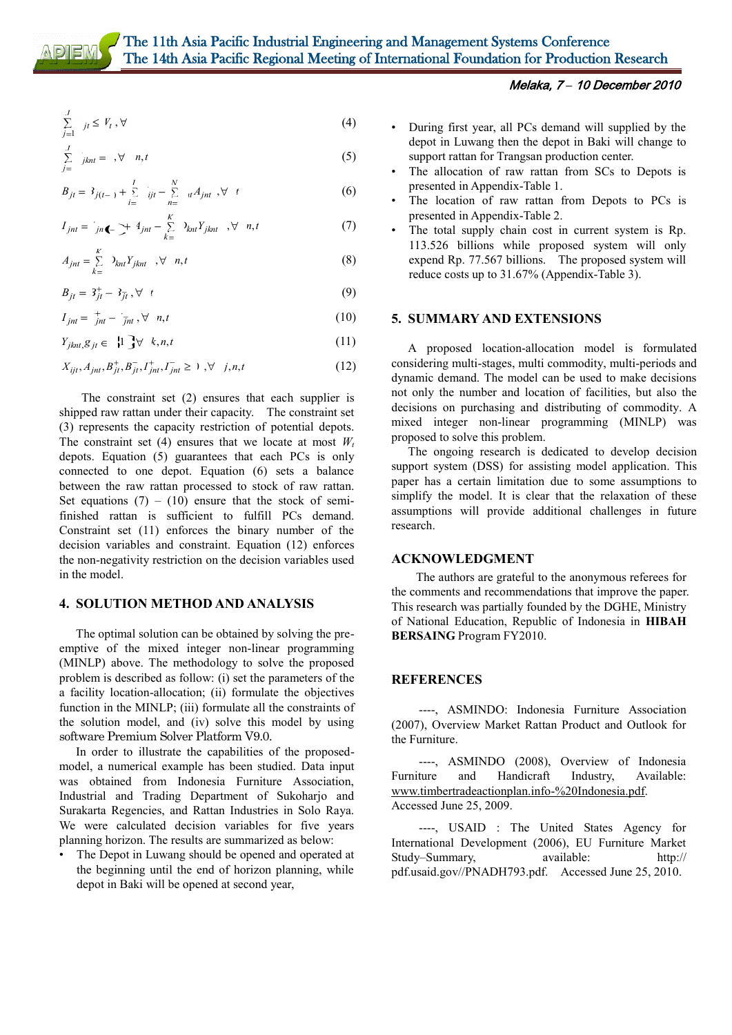$$\sum_{j=1}^{J} \quad _{jt} \leq V_t , \forall \tag{4}$$

$$\sum_{j=}^{J} \quad _{jknt} = \quad , \forall \quad n,t \tag{5}$$

$$B_{jt} = \quad _{j(t- \,)} + \sum_{i=}^{I} \quad _{ijt} - \sum_{n=}^{N} \quad _{it} A_{jnt} \; , \forall \quad t \tag{6}$$

$$I_{jnt} = \quad _{jn} \quad + \; _{jnt} - \sum_{k=}^{K} \quad _{knt} Y_{jknt} \quad , \forall \quad n,t \tag{7}$$

$$A_{jnt} = \sum_{k=}^{K} \quad _{knt} Y_{jknt} \quad , \forall \quad n,t \tag{8}$$

$$B_{jt} = \quad ^{+}_{jt} - \quad _{jt} \; , \forall \quad t \tag{9}$$

$$I_{jnt} = \quad ^{+}_{jnt} - \quad _{jnt} \; , \forall \quad n,t \tag{10}$$

$$Y_{jknt}, g_{jt} \in \{1 \} \forall \quad k,n,t \tag{11}$$

$$X_{ijt}, A_{jnt}, B^{+}_{jt}, B^{-}_{jt}, I^{+}_{jnt}, I^{-}_{jnt} \geq \; ) \; , \forall \quad j,n,t \tag{12}$$

The constraint set (2) ensures that each supplier is shipped raw rattan under their capacity. The constraint set (3) represents the capacity restriction of potential depots. The constraint set (4) ensures that we locate at most $W_t$ depots. Equation (5) guarantees that each PCs is only connected to one depot. Equation (6) sets a balance between the raw rattan processed to stock of raw rattan. Set equations (7) – (10) ensure that the stock of semi-finished rattan is sufficient to fulfill PCs demand. Constraint set (11) enforces the binary number of the decision variables and constraint. Equation (12) enforces the non-negativity restriction on the decision variables used in the model.

## 4. SOLUTION METHOD AND ANALYSIS

The optimal solution can be obtained by solving the pre-emptive of the mixed integer non-linear programming (MINLP) above. The methodology to solve the proposed problem is described as follow: (i) set the parameters of the a facility location-allocation; (ii) formulate the objectives function in the MINLP; (iii) formulate all the constraints of the solution model, and (iv) solve this model by using software Premium Solver Platform V9.0.

In order to illustrate the capabilities of the proposed-model, a numerical example has been studied. Data input was obtained from Indonesia Furniture Association, Industrial and Trading Department of Sukoharjo and Surakarta Regencies, and Rattan Industries in Solo Raya. We were calculated decision variables for five years planning horizon. The results are summarized as below:

- The Depot in Luwang should be opened and operated at the beginning until the end of horizon planning, while depot in Baki will be opened at second year,
- During first year, all PCs demand will supplied by the depot in Luwang then the depot in Baki will change to support rattan for Trangsan production center.
- The allocation of raw rattan from SCs to Depots is presented in Appendix-Table 1.
- The location of raw rattan from Depots to PCs is presented in Appendix-Table 2.
- The total supply chain cost in current system is Rp. 113.526 billions while proposed system will only expend Rp. 77.567 billions. The proposed system will reduce costs up to 31.67% (Appendix-Table 3).

## 5. SUMMARY AND EXTENSIONS

A proposed location-allocation model is formulated considering multi-stages, multi commodity, multi-periods and dynamic demand. The model can be used to make decisions not only the number and location of facilities, but also the decisions on purchasing and distributing of commodity. A mixed integer non-linear programming (MINLP) was proposed to solve this problem.

The ongoing research is dedicated to develop decision support system (DSS) for assisting model application. This paper has a certain limitation due to some assumptions to simplify the model. It is clear that the relaxation of these assumptions will provide additional challenges in future research.

## ACKNOWLEDGMENT

The authors are grateful to the anonymous referees for the comments and recommendations that improve the paper. This research was partially founded by the DGHE, Ministry of National Education, Republic of Indonesia in **HIBAH BERSAING** Program FY2010.

## REFERENCES

----, ASMINDO: Indonesia Furniture Association (2007), Overview Market Rattan Product and Outlook for the Furniture.

----, ASMINDO (2008), Overview of Indonesia Furniture and Handicraft Industry, Available: www.timbertradeactionplan.info-%20Indonesia.pdf. Accessed June 25, 2009.

----, USAID : The United States Agency for International Development (2006), EU Furniture Market Study–Summary, available: http:// pdf.usaid.gov//PNADH793.pdf. Accessed June 25, 2010.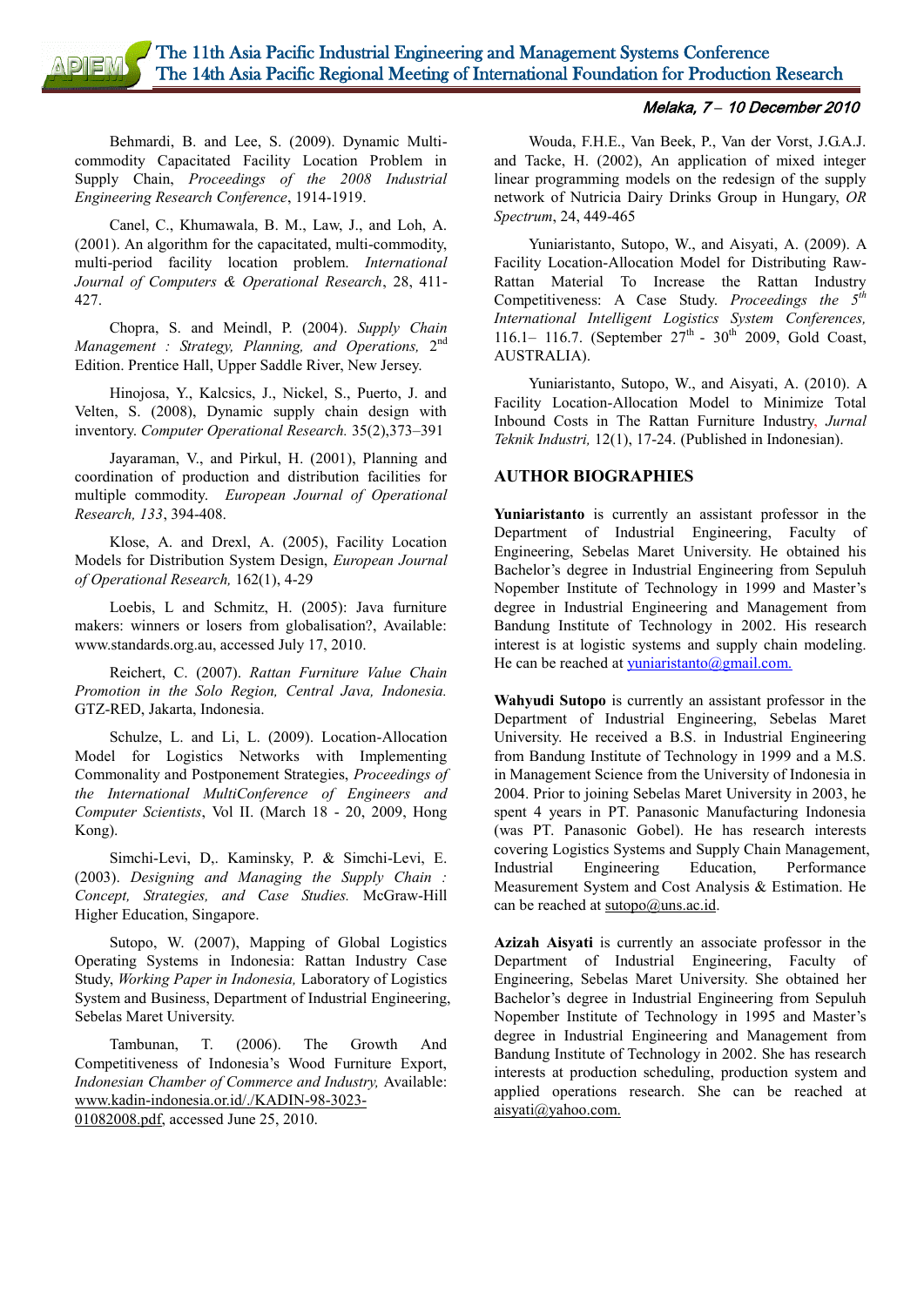Behmardi, B. and Lee, S. (2009). Dynamic Multi-commodity Capacitated Facility Location Problem in Supply Chain, *Proceedings of the 2008 Industrial Engineering Research Conference*, 1914-1919.

Canel, C., Khumawala, B. M., Law, J., and Loh, A. (2001). An algorithm for the capacitated, multi-commodity, multi-period facility location problem. *International Journal of Computers & Operational Research*, 28, 411-427.

Chopra, S. and Meindl, P. (2004). *Supply Chain Management : Strategy, Planning, and Operations,* 2nd Edition. Prentice Hall, Upper Saddle River, New Jersey.

Hinojosa, Y., Kalcsics, J., Nickel, S., Puerto, J. and Velten, S. (2008), Dynamic supply chain design with inventory. *Computer Operational Research.* 35(2),373–391

Jayaraman, V., and Pirkul, H. (2001), Planning and coordination of production and distribution facilities for multiple commodity. *European Journal of Operational Research, 133*, 394-408.

Klose, A. and Drexl, A. (2005), Facility Location Models for Distribution System Design, *European Journal of Operational Research,* 162(1), 4-29

Loebis, L and Schmitz, H. (2005): Java furniture makers: winners or losers from globalisation?, Available: www.standards.org.au, accessed July 17, 2010.

Reichert, C. (2007). *Rattan Furniture Value Chain Promotion in the Solo Region, Central Java, Indonesia.* GTZ-RED, Jakarta, Indonesia.

Schulze, L. and Li, L. (2009). Location-Allocation Model for Logistics Networks with Implementing Commonality and Postponement Strategies, *Proceedings of the International MultiConference of Engineers and Computer Scientists*, Vol II. (March 18 - 20, 2009, Hong Kong).

Simchi-Levi, D,. Kaminsky, P. & Simchi-Levi, E. (2003). *Designing and Managing the Supply Chain : Concept, Strategies, and Case Studies.* McGraw-Hill Higher Education, Singapore.

Sutopo, W. (2007), Mapping of Global Logistics Operating Systems in Indonesia: Rattan Industry Case Study, *Working Paper in Indonesia,* Laboratory of Logistics System and Business, Department of Industrial Engineering, Sebelas Maret University.

Tambunan, T. (2006). The Growth And Competitiveness of Indonesia's Wood Furniture Export, *Indonesian Chamber of Commerce and Industry,* Available: www.kadin-indonesia.or.id/./KADIN-98-3023-01082008.pdf, accessed June 25, 2010.

Wouda, F.H.E., Van Beek, P., Van der Vorst, J.G.A.J. and Tacke, H. (2002), An application of mixed integer linear programming models on the redesign of the supply network of Nutricia Dairy Drinks Group in Hungary, *OR Spectrum*, 24, 449-465

Yuniaristanto, Sutopo, W., and Aisyati, A. (2009). A Facility Location-Allocation Model for Distributing Raw-Rattan Material To Increase the Rattan Industry Competitiveness: A Case Study. *Proceedings the 5th International Intelligent Logistics System Conferences,* 116.1– 116.7. (September 27th - 30th 2009, Gold Coast, AUSTRALIA).

Yuniaristanto, Sutopo, W., and Aisyati, A. (2010). A Facility Location-Allocation Model to Minimize Total Inbound Costs in The Rattan Furniture Industry, *Jurnal Teknik Industri,* 12(1), 17-24. (Published in Indonesian).

## AUTHOR BIOGRAPHIES

**Yuniaristanto** is currently an assistant professor in the Department of Industrial Engineering, Faculty of Engineering, Sebelas Maret University. He obtained his Bachelor's degree in Industrial Engineering from Sepuluh Nopember Institute of Technology in 1999 and Master's degree in Industrial Engineering and Management from Bandung Institute of Technology in 2002. His research interest is at logistic systems and supply chain modeling. He can be reached at yuniaristanto@gmail.com.

**Wahyudi Sutopo** is currently an assistant professor in the Department of Industrial Engineering, Sebelas Maret University. He received a B.S. in Industrial Engineering from Bandung Institute of Technology in 1999 and a M.S. in Management Science from the University of Indonesia in 2004. Prior to joining Sebelas Maret University in 2003, he spent 4 years in PT. Panasonic Manufacturing Indonesia (was PT. Panasonic Gobel). He has research interests covering Logistics Systems and Supply Chain Management, Industrial Engineering Education, Performance Measurement System and Cost Analysis & Estimation. He can be reached at sutopo@uns.ac.id.

**Azizah Aisyati** is currently an associate professor in the Department of Industrial Engineering, Faculty of Engineering, Sebelas Maret University. She obtained her Bachelor's degree in Industrial Engineering from Sepuluh Nopember Institute of Technology in 1995 and Master's degree in Industrial Engineering and Management from Bandung Institute of Technology in 2002. She has research interests at production scheduling, production system and applied operations research. She can be reached at aisyati@yahoo.com.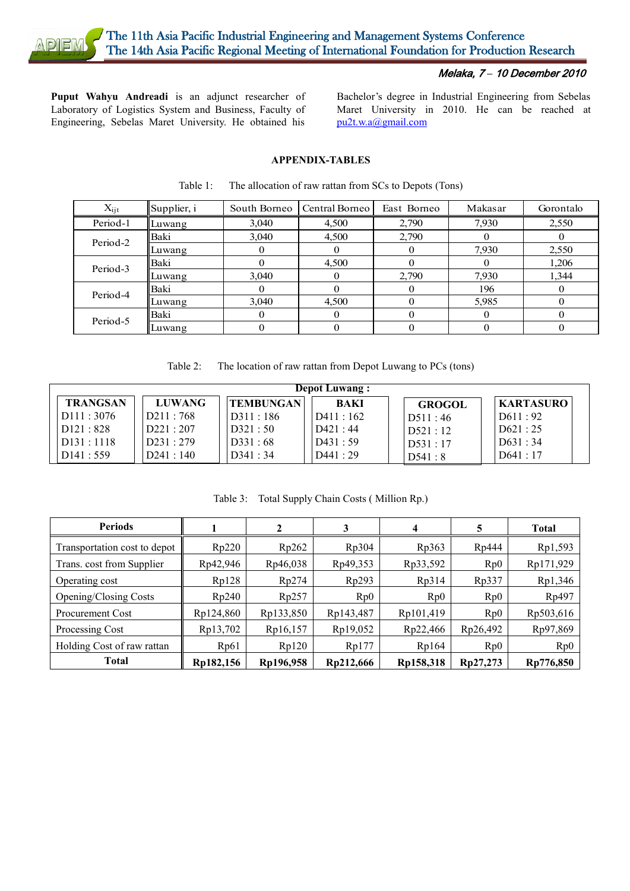**Puput Wahyu Andreadi** is an adjunct researcher of Laboratory of Logistics System and Business, Faculty of Engineering, Sebelas Maret University. He obtained his Bachelor's degree in Industrial Engineering from Sebelas Maret University in 2010. He can be reached at pu2t.w.a@gmail.com

## APPENDIX-TABLES

Table 1: The allocation of raw rattan from SCs to Depots (Tons)

| $X_{ijt}$ | Supplier, i | South Borneo | Central Borneo | East Borneo | Makasar | Gorontalo |
|---|---|---|---|---|---|---|
| Period-1 | Luwang | 3,040 | 4,500 | 2,790 | 7,930 | 2,550 |
| Period-2 | Baki | 3,040 | 4,500 | 2,790 | 0 | 0 |
| | Luwang | 0 | 0 | 0 | 7,930 | 2,550 |
| Period-3 | Baki | 0 | 4,500 | 0 | 0 | 1,206 |
| | Luwang | 3,040 | 0 | 2,790 | 7,930 | 1,344 |
| Period-4 | Baki | 0 | 0 | 0 | 196 | 0 |
| | Luwang | 3,040 | 4,500 | 0 | 5,985 | 0 |
| Period-5 | Baki | 0 | 0 | 0 | 0 | 0 |
| | Luwang | 0 | 0 | 0 | 0 | 0 |

Table 2: The location of raw rattan from Depot Luwang to PCs (tons)

| Depot Luwang : | | | | | |
|---|---|---|---|---|---|
| **TRANGSAN** | **LUWANG** | **TEMBUNGAN** | **BAKI** | **GROGOL** | **KARTASURO** |
| D111 : 3076 | D211 : 768 | D311 : 186 | D411 : 162 | D511 : 46 | D611 : 92 |
| D121 : 828 | D221 : 207 | D321 : 50 | D421 : 44 | D521 : 12 | D621 : 25 |
| D131 : 1118 | D231 : 279 | D331 : 68 | D431 : 59 | D531 : 17 | D631 : 34 |
| D141 : 559 | D241 : 140 | D341 : 34 | D441 : 29 | D541 : 8 | D641 : 17 |

Table 3: Total Supply Chain Costs ( Million Rp.)

| Periods | 1 | 2 | 3 | 4 | 5 | Total |
|---|---|---|---|---|---|---|
| Transportation cost to depot | Rp220 | Rp262 | Rp304 | Rp363 | Rp444 | Rp1,593 |
| Trans. cost from Supplier | Rp42,946 | Rp46,038 | Rp49,353 | Rp33,592 | Rp0 | Rp171,929 |
| Operating cost | Rp128 | Rp274 | Rp293 | Rp314 | Rp337 | Rp1,346 |
| Opening/Closing Costs | Rp240 | Rp257 | Rp0 | Rp0 | Rp0 | Rp497 |
| Procurement Cost | Rp124,860 | Rp133,850 | Rp143,487 | Rp101,419 | Rp0 | Rp503,616 |
| Processing Cost | Rp13,702 | Rp16,157 | Rp19,052 | Rp22,466 | Rp26,492 | Rp97,869 |
| Holding Cost of raw rattan | Rp61 | Rp120 | Rp177 | Rp164 | Rp0 | Rp0 |
| **Total** | **Rp182,156** | **Rp196,958** | **Rp212,666** | **Rp158,318** | **Rp27,273** | **Rp776,850** |